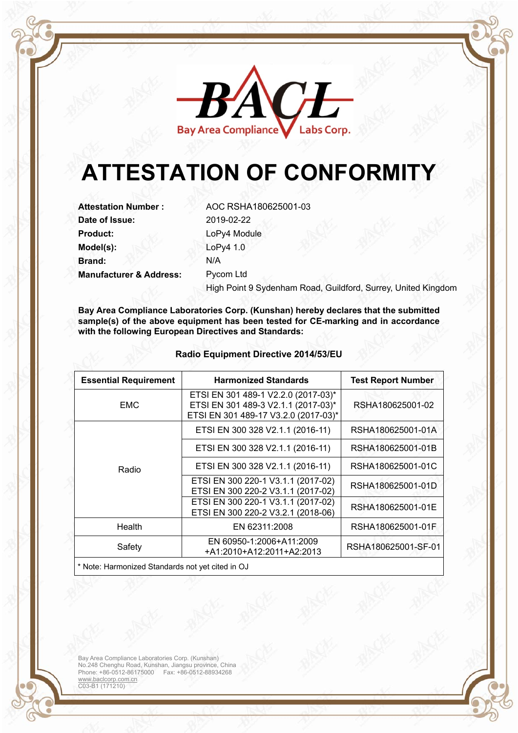BACL
Bay Area Compliance Labs Corp.

# ATTESTATION OF CONFORMITY

**Attestation Number :** AOC RSHA180625001-03
**Date of Issue:** 2019-02-22
**Product:** LoPy4 Module
**Model(s):** LoPy4 1.0
**Brand:** N/A
**Manufacturer & Address:** Pycom Ltd
High Point 9 Sydenham Road, Guildford, Surrey, United Kingdom

**Bay Area Compliance Laboratories Corp. (Kunshan) hereby declares that the submitted sample(s) of the above equipment has been tested for CE-marking and in accordance with the following European Directives and Standards:**

**Radio Equipment Directive 2014/53/EU**

| Essential Requirement | Harmonized Standards | Test Report Number |
|---|---|---|
| EMC | ETSI EN 301 489-1 V2.2.0 (2017-03)*<br>ETSI EN 301 489-3 V2.1.1 (2017-03)*<br>ETSI EN 301 489-17 V3.2.0 (2017-03)* | RSHA180625001-02 |
| Radio | ETSI EN 300 328 V2.1.1 (2016-11) | RSHA180625001-01A |
| | ETSI EN 300 328 V2.1.1 (2016-11) | RSHA180625001-01B |
| | ETSI EN 300 328 V2.1.1 (2016-11) | RSHA180625001-01C |
| | ETSI EN 300 220-1 V3.1.1 (2017-02)<br>ETSI EN 300 220-2 V3.1.1 (2017-02) | RSHA180625001-01D |
| | ETSI EN 300 220-1 V3.1.1 (2017-02)<br>ETSI EN 300 220-2 V3.2.1 (2018-06) | RSHA180625001-01E |
| Health | EN 62311:2008 | RSHA180625001-01F |
| Safety | EN 60950-1:2006+A11:2009<br>+A1:2010+A12:2011+A2:2013 | RSHA180625001-SF-01 |

* Note: Harmonized Standards not yet cited in OJ

Bay Area Compliance Laboratories Corp. (Kunshan)
No.248 Chenghu Road, Kunshan, Jiangsu province, China
Phone: +86-0512-86175000 Fax: +86-0512-88934268
www.baclcorp.com.cn
C03-B1 (171210)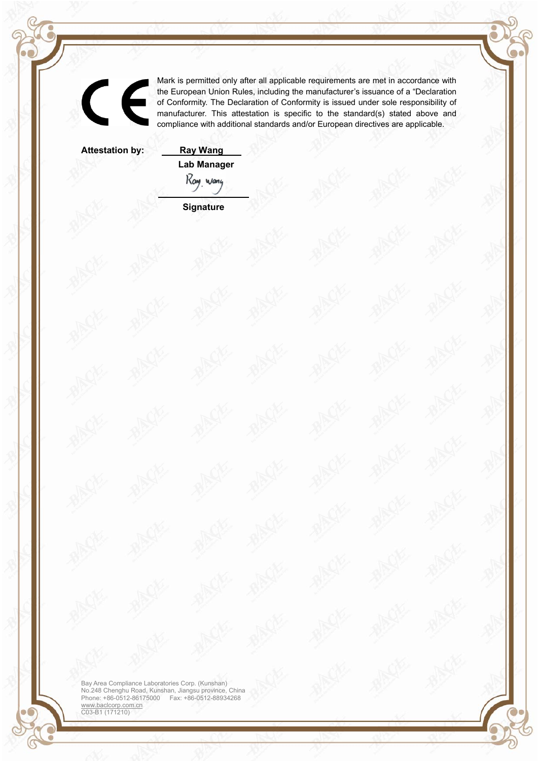CE Mark is permitted only after all applicable requirements are met in accordance with the European Union Rules, including the manufacturer's issuance of a "Declaration of Conformity. The Declaration of Conformity is issued under sole responsibility of manufacturer. This attestation is specific to the standard(s) stated above and compliance with additional standards and/or European directives are applicable.

**Attestation by:** **Ray Wang**

**Lab Manager**

Ray. wang

**Signature**

Bay Area Compliance Laboratories Corp. (Kunshan)
No.248 Chenghu Road, Kunshan, Jiangsu province, China
Phone: +86-0512-86175000 Fax: +86-0512-88934268
www.baclcorp.com.cn
C03-B1 (171210)